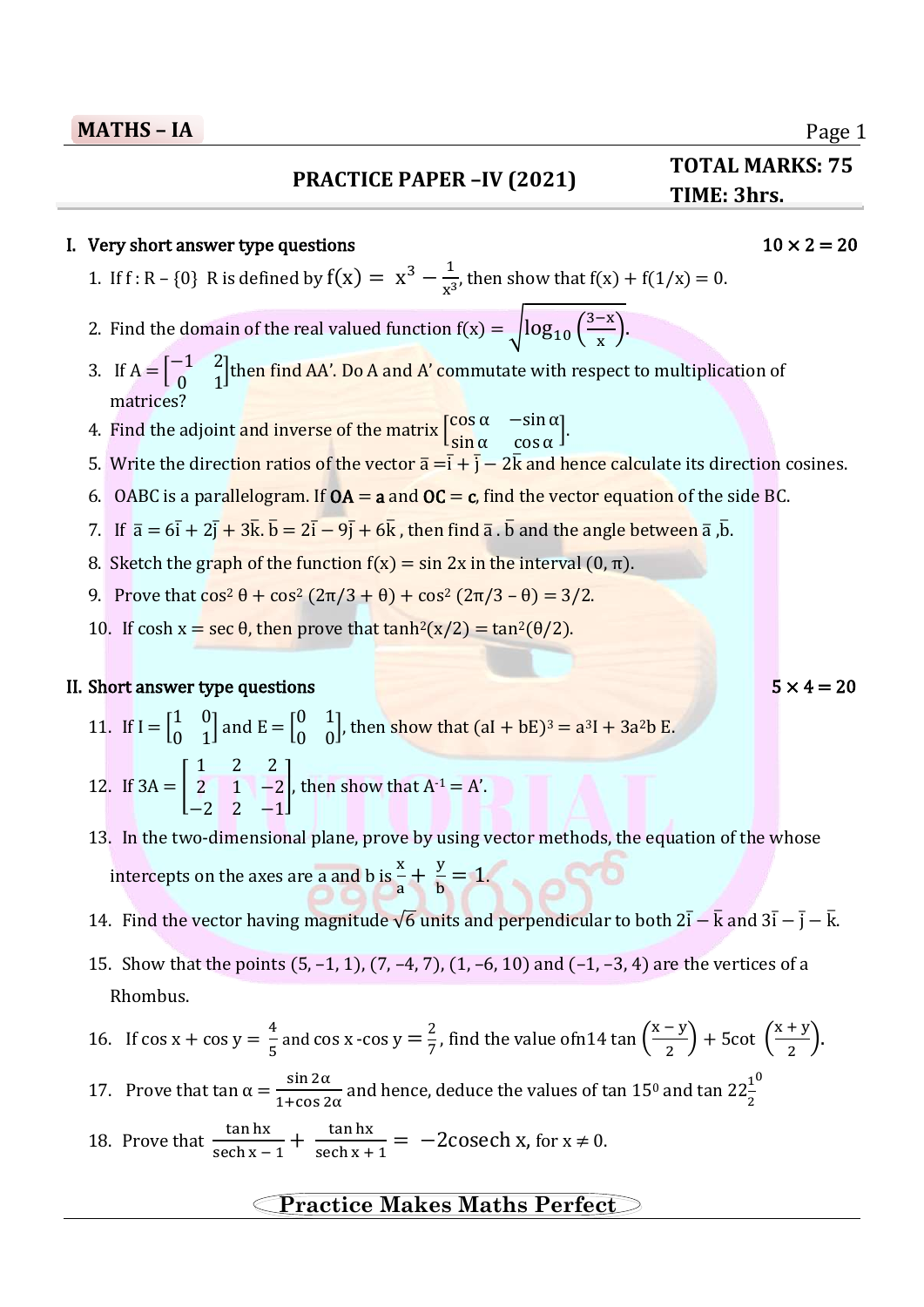**MATHS – IA**

## PRACTICE PAPER –IV (2021)

**TOTAL MARKS: 75**
**TIME: 3hrs.**

### I. Very short answer type questions $10 \times 2 = 20$

1. If f : R – {0} R is defined by $f(x) = x^3 - \frac{1}{x^3}$, then show that f(x) + f(1/x) = 0.
2. Find the domain of the real valued function $f(x) = \sqrt{\log_{10}\left(\frac{3-x}{x}\right)}$.
3. If $A = \begin{bmatrix} -1 & 2 \\ 0 & 1 \end{bmatrix}$ then find AA'. Do A and A' commute with respect to multiplication of matrices?
4. Find the adjoint and inverse of the matrix $\begin{bmatrix} \cos\alpha & -\sin\alpha \\ \sin\alpha & \cos\alpha \end{bmatrix}$.
5. Write the direction ratios of the vector $\bar{a} = \bar{i} + \bar{j} - 2\bar{k}$ and hence calculate its direction cosines.
6. OABC is a parallelogram. If **OA** = **a** and **OC** = **c**, find the vector equation of the side BC.
7. If $\bar{a} = 6\bar{i} + 2\bar{j} + 3\bar{k}.\ \bar{b} = 2\bar{i} - 9\bar{j} + 6\bar{k}$, then find $\bar{a}\,.\,\bar{b}$ and the angle between $\bar{a}$ ,$\bar{b}$.
8. Sketch the graph of the function f(x) = sin 2x in the interval (0, π).
9. Prove that $\cos^2\theta + \cos^2(2\pi/3 + \theta) + \cos^2(2\pi/3 - \theta) = 3/2$.
10. If cosh x = sec θ, then prove that $\tanh^2(x/2) = \tan^2(\theta/2)$.

### II. Short answer type questions $5 \times 4 = 20$

11. If $I = \begin{bmatrix} 1 & 0 \\ 0 & 1 \end{bmatrix}$ and $E = \begin{bmatrix} 0 & 1 \\ 0 & 0 \end{bmatrix}$, then show that $(aI + bE)^3 = a^3I + 3a^2b\,E$.
12. If $3A = \begin{bmatrix} 1 & 2 & 2 \\ 2 & 1 & -2 \\ -2 & 2 & -1 \end{bmatrix}$, then show that $A^{-1} = A'$.
13. In the two-dimensional plane, prove by using vector methods, the equation of the whose intercepts on the axes are a and b is $\frac{x}{a} + \frac{y}{b} = 1$.
14. Find the vector having magnitude $\sqrt{6}$ units and perpendicular to both $2\bar{i} - \bar{k}$ and $3\bar{i} - \bar{j} - \bar{k}$.
15. Show that the points (5, –1, 1), (7, –4, 7), (1, –6, 10) and (–1, –3, 4) are the vertices of a Rhombus.
16. If $\cos x + \cos y = \frac{4}{5}$ and $\cos x - \cos y = \frac{2}{7}$, find the value ofn14 $\tan\left(\frac{x-y}{2}\right) + 5\cot\left(\frac{x+y}{2}\right)$.
17. Prove that $\tan\alpha = \frac{\sin 2\alpha}{1+\cos 2\alpha}$ and hence, deduce the values of $\tan 15^0$ and $\tan 22\frac{1}{2}^0$
18. Prove that $\frac{\tan hx}{\operatorname{sech} x - 1} + \frac{\tan hx}{\operatorname{sech} x + 1} = -2\operatorname{cosech} x$, for x ≠ 0.

Practice Makes Maths Perfect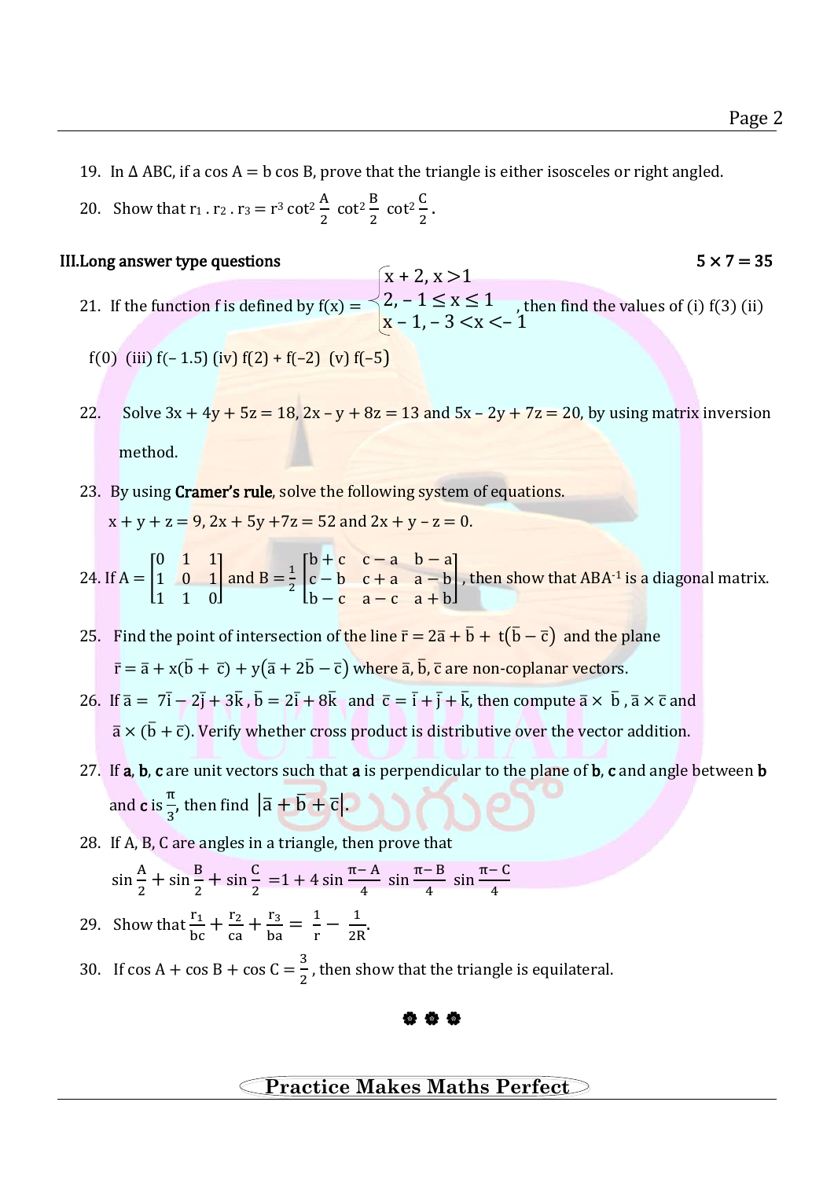19. In Δ ABC, if a cos A = b cos B, prove that the triangle is either isosceles or right angled.

20. Show that $r_1 . r_2 . r_3 = r^3 \cot^2 \frac{A}{2} \cot^2 \frac{B}{2} \cot^2 \frac{C}{2}$.

## III.Long answer type questions $\quad 5 \times 7 = 35$

21. If the function f is defined by $f(x) = \begin{cases} x + 2, & x > 1 \\ 2, & -1 \le x \le 1 \\ x - 1, & -3 < x < -1 \end{cases}$, then find the values of (i) f(3) (ii) f(0) (iii) f(– 1.5) (iv) f(2) + f(–2) (v) f(–5)

22. Solve 3x + 4y + 5z = 18, 2x – y + 8z = 13 and 5x – 2y + 7z = 20, by using matrix inversion method.

23. By using **Cramer's rule**, solve the following system of equations.
x + y + z = 9, 2x + 5y +7z = 52 and 2x + y – z = 0.

24. If $A = \begin{bmatrix} 0 & 1 & 1 \\ 1 & 0 & 1 \\ 1 & 1 & 0 \end{bmatrix}$ and $B = \frac{1}{2}\begin{bmatrix} b+c & c-a & b-a \\ c-b & c+a & a-b \\ b-c & a-c & a+b \end{bmatrix}$, then show that $ABA^{-1}$ is a diagonal matrix.

25. Find the point of intersection of the line $\bar{r} = 2\bar{a} + \bar{b} + t(\bar{b} - \bar{c})$ and the plane $\bar{r} = \bar{a} + x(\bar{b} + \bar{c}) + y(\bar{a} + 2\bar{b} - \bar{c})$ where $\bar{a}, \bar{b}, \bar{c}$ are non-coplanar vectors.

26. If $\bar{a} = 7\bar{i} - 2\bar{j} + 3\bar{k}$, $\bar{b} = 2\bar{i} + 8\bar{k}$ and $\bar{c} = \bar{i} + \bar{j} + \bar{k}$, then compute $\bar{a} \times \bar{b}$, $\bar{a} \times \bar{c}$ and $\bar{a} \times (\bar{b} + \bar{c})$. Verify whether cross product is distributive over the vector addition.

27. If **a**, **b**, **c** are unit vectors such that **a** is perpendicular to the plane of **b**, **c** and angle between **b** and **c** is $\frac{\pi}{3}$, then find $|\bar{a} + \bar{b} + \bar{c}|$.

28. If A, B, C are angles in a triangle, then prove that
$\sin\frac{A}{2} + \sin\frac{B}{2} + \sin\frac{C}{2} = 1 + 4\sin\frac{\pi - A}{4}\sin\frac{\pi - B}{4}\sin\frac{\pi - C}{4}$

29. Show that $\frac{r_1}{bc} + \frac{r_2}{ca} + \frac{r_3}{ba} = \frac{1}{r} - \frac{1}{2R}$.

30. If $\cos A + \cos B + \cos C = \frac{3}{2}$, then show that the triangle is equilateral.

✿ ✿ ✿

Practice Makes Maths Perfect